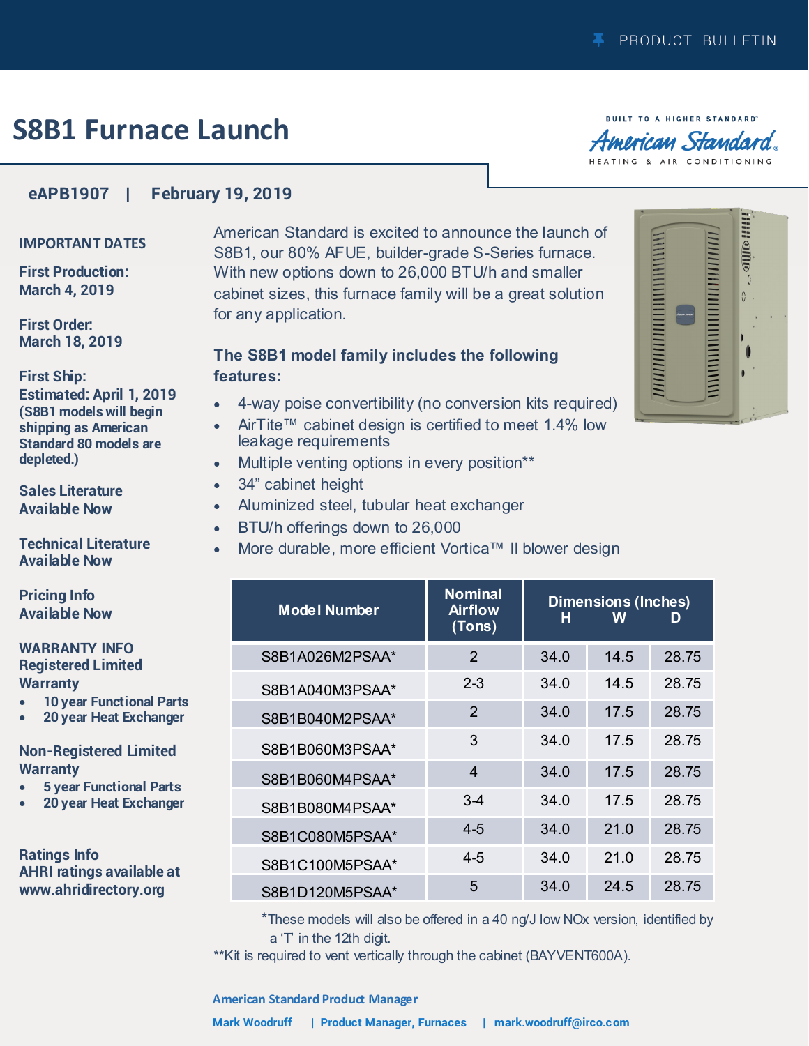PRODUCT BULLETIN

# S8B1 Furnace Launch

BUILT TO A HIGHER STANDARD
American Standard
HEATING & AIR CONDITIONING

**eAPB1907 | February 19, 2019**

## IMPORTANT DATES

**First Production:**
**March 4, 2019**

**First Order:**
**March 18, 2019**

**First Ship:**
**Estimated: April 1, 2019**
**(S8B1 models will begin shipping as American Standard 80 models are depleted.)**

**Sales Literature Available Now**

**Technical Literature Available Now**

**Pricing Info Available Now**

## WARRANTY INFO

**Registered Limited Warranty**

- **10 year Functional Parts**
- **20 year Heat Exchanger**

**Non-Registered Limited Warranty**

- **5 year Functional Parts**
- **20 year Heat Exchanger**

**Ratings Info**
**AHRI ratings available at www.ahridirectory.org**

American Standard is excited to announce the launch of S8B1, our 80% AFUE, builder-grade S-Series furnace. With new options down to 26,000 BTU/h and smaller cabinet sizes, this furnace family will be a great solution for any application.

### The S8B1 model family includes the following features:

- 4-way poise convertibility (no conversion kits required)
- AirTite™ cabinet design is certified to meet 1.4% low leakage requirements
- Multiple venting options in every position**
- 34" cabinet height
- Aluminized steel, tubular heat exchanger
- BTU/h offerings down to 26,000
- More durable, more efficient Vortica™ II blower design

| Model Number | Nominal Airflow (Tons) | Dimensions (Inches) H | W | D |
|---|---|---|---|---|
| S8B1A026M2PSAA* | 2 | 34.0 | 14.5 | 28.75 |
| S8B1A040M3PSAA* | 2-3 | 34.0 | 14.5 | 28.75 |
| S8B1B040M2PSAA* | 2 | 34.0 | 17.5 | 28.75 |
| S8B1B060M3PSAA* | 3 | 34.0 | 17.5 | 28.75 |
| S8B1B060M4PSAA* | 4 | 34.0 | 17.5 | 28.75 |
| S8B1B080M4PSAA* | 3-4 | 34.0 | 17.5 | 28.75 |
| S8B1C080M5PSAA* | 4-5 | 34.0 | 21.0 | 28.75 |
| S8B1C100M5PSAA* | 4-5 | 34.0 | 21.0 | 28.75 |
| S8B1D120M5PSAA* | 5 | 34.0 | 24.5 | 28.75 |

*These models will also be offered in a 40 ng/J low NOx version, identified by a 'T' in the 12th digit.

**Kit is required to vent vertically through the cabinet (BAYVENT600A).

**American Standard Product Manager**

**Mark Woodruff | Product Manager, Furnaces | mark.woodruff@irco.com**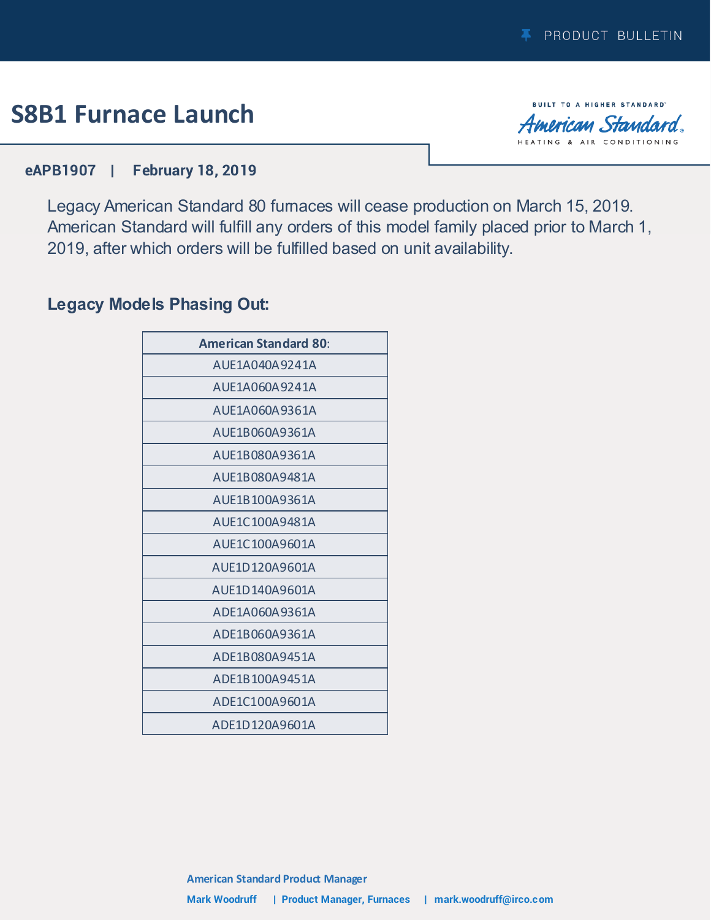PRODUCT BULLETIN

# S8B1 Furnace Launch

BUILT TO A HIGHER STANDARD
American Standard
HEATING & AIR CONDITIONING

**eAPB1907 | February 18, 2019**

Legacy American Standard 80 furnaces will cease production on March 15, 2019. American Standard will fulfill any orders of this model family placed prior to March 1, 2019, after which orders will be fulfilled based on unit availability.

### Legacy Models Phasing Out:

| **American Standard 80**: |
| --- |
| AUE1A040A9241A |
| AUE1A060A9241A |
| AUE1A060A9361A |
| AUE1B060A9361A |
| AUE1B080A9361A |
| AUE1B080A9481A |
| AUE1B100A9361A |
| AUE1C100A9481A |
| AUE1C100A9601A |
| AUE1D120A9601A |
| AUE1D140A9601A |
| ADE1A060A9361A |
| ADE1B060A9361A |
| ADE1B080A9451A |
| ADE1B100A9451A |
| ADE1C100A9601A |
| ADE1D120A9601A |

**American Standard Product Manager**

**Mark Woodruff | Product Manager, Furnaces | mark.woodruff@irco.com**